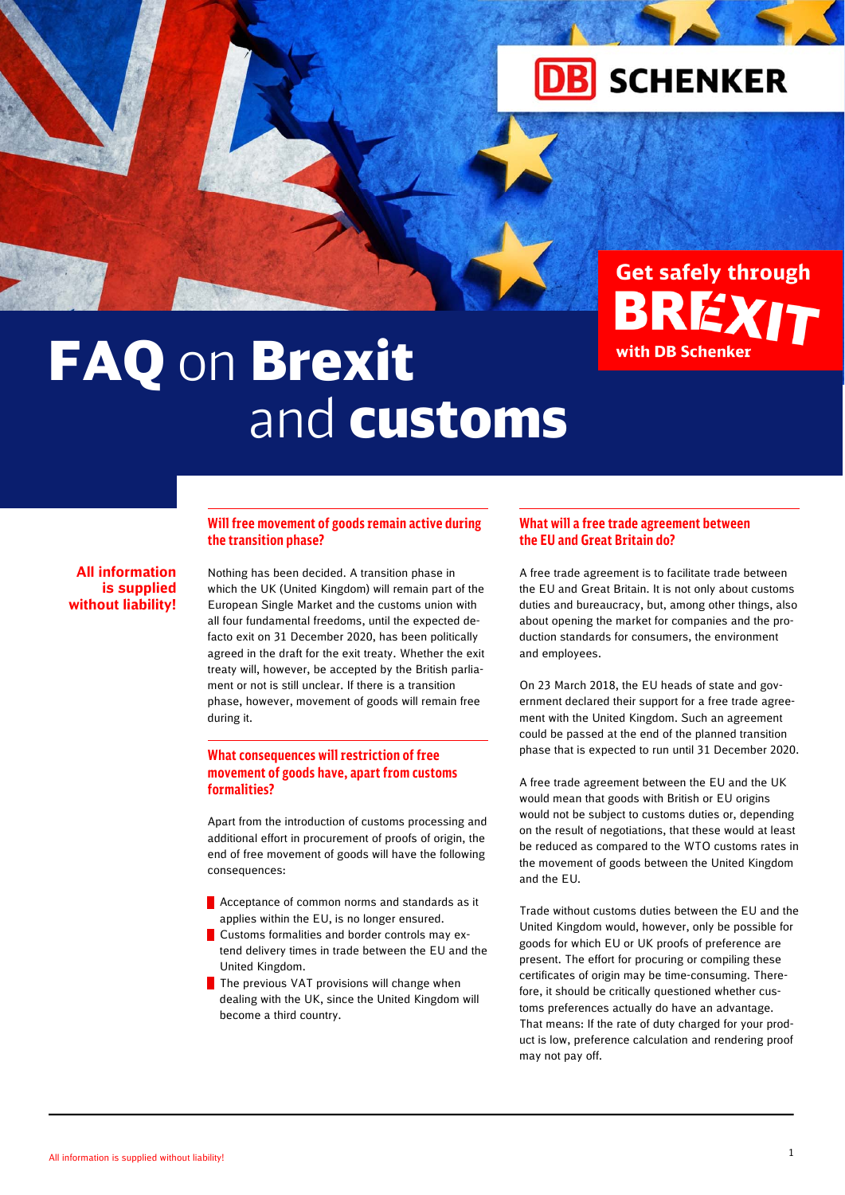# FAQ on Brexit and customs

Get safely through BREXIT with DB Schenker

**All information is supplied without liability!**

## Will free movement of goods remain active during the transition phase?

Nothing has been decided. A transition phase in which the UK (United Kingdom) will remain part of the European Single Market and the customs union with all four fundamental freedoms, until the expected de-facto exit on 31 December 2020, has been politically agreed in the draft for the exit treaty. Whether the exit treaty will, however, be accepted by the British parliament or not is still unclear. If there is a transition phase, however, movement of goods will remain free during it.

## What consequences will restriction of free movement of goods have, apart from customs formalities?

Apart from the introduction of customs processing and additional effort in procurement of proofs of origin, the end of free movement of goods will have the following consequences:

- Acceptance of common norms and standards as it applies within the EU, is no longer ensured.
- Customs formalities and border controls may extend delivery times in trade between the EU and the United Kingdom.
- The previous VAT provisions will change when dealing with the UK, since the United Kingdom will become a third country.

## What will a free trade agreement between the EU and Great Britain do?

A free trade agreement is to facilitate trade between the EU and Great Britain. It is not only about customs duties and bureaucracy, but, among other things, also about opening the market for companies and the production standards for consumers, the environment and employees.

On 23 March 2018, the EU heads of state and government declared their support for a free trade agreement with the United Kingdom. Such an agreement could be passed at the end of the planned transition phase that is expected to run until 31 December 2020.

A free trade agreement between the EU and the UK would mean that goods with British or EU origins would not be subject to customs duties or, depending on the result of negotiations, that these would at least be reduced as compared to the WTO customs rates in the movement of goods between the United Kingdom and the EU.

Trade without customs duties between the EU and the United Kingdom would, however, only be possible for goods for which EU or UK proofs of preference are present. The effort for procuring or compiling these certificates of origin may be time-consuming. Therefore, it should be critically questioned whether customs preferences actually do have an advantage. That means: If the rate of duty charged for your product is low, preference calculation and rendering proof may not pay off.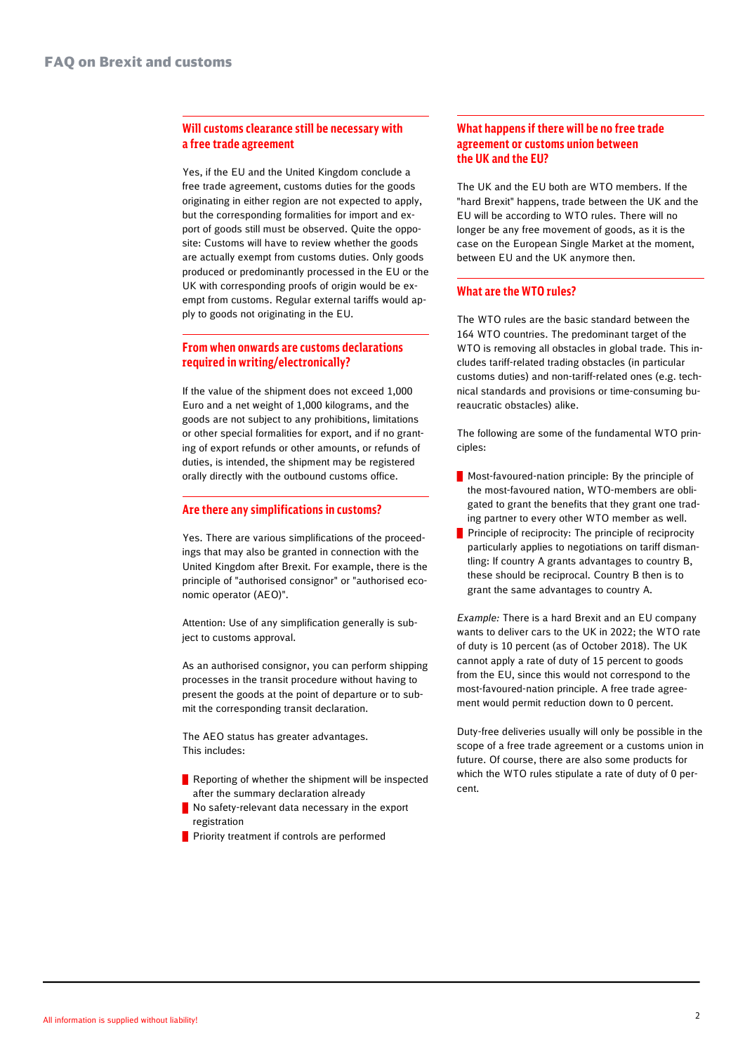## Will customs clearance still be necessary with a free trade agreement

Yes, if the EU and the United Kingdom conclude a free trade agreement, customs duties for the goods originating in either region are not expected to apply, but the corresponding formalities for import and export of goods still must be observed. Quite the opposite: Customs will have to review whether the goods are actually exempt from customs duties. Only goods produced or predominantly processed in the EU or the UK with corresponding proofs of origin would be exempt from customs. Regular external tariffs would apply to goods not originating in the EU.

## From when onwards are customs declarations required in writing/electronically?

If the value of the shipment does not exceed 1,000 Euro and a net weight of 1,000 kilograms, and the goods are not subject to any prohibitions, limitations or other special formalities for export, and if no granting of export refunds or other amounts, or refunds of duties, is intended, the shipment may be registered orally directly with the outbound customs office.

## Are there any simplifications in customs?

Yes. There are various simplifications of the proceedings that may also be granted in connection with the United Kingdom after Brexit. For example, there is the principle of "authorised consignor" or "authorised economic operator (AEO)".

Attention: Use of any simplification generally is subject to customs approval.

As an authorised consignor, you can perform shipping processes in the transit procedure without having to present the goods at the point of departure or to submit the corresponding transit declaration.

The AEO status has greater advantages.
This includes:

- Reporting of whether the shipment will be inspected after the summary declaration already
- No safety-relevant data necessary in the export registration
- Priority treatment if controls are performed

## What happens if there will be no free trade agreement or customs union between the UK and the EU?

The UK and the EU both are WTO members. If the "hard Brexit" happens, trade between the UK and the EU will be according to WTO rules. There will no longer be any free movement of goods, as it is the case on the European Single Market at the moment, between EU and the UK anymore then.

## What are the WTO rules?

The WTO rules are the basic standard between the 164 WTO countries. The predominant target of the WTO is removing all obstacles in global trade. This includes tariff-related trading obstacles (in particular customs duties) and non-tariff-related ones (e.g. technical standards and provisions or time-consuming bureaucratic obstacles) alike.

The following are some of the fundamental WTO principles:

- Most-favoured-nation principle: By the principle of the most-favoured nation, WTO-members are obligated to grant the benefits that they grant one trading partner to every other WTO member as well.
- Principle of reciprocity: The principle of reciprocity particularly applies to negotiations on tariff dismantling: If country A grants advantages to country B, these should be reciprocal. Country B then is to grant the same advantages to country A.

*Example:* There is a hard Brexit and an EU company wants to deliver cars to the UK in 2022; the WTO rate of duty is 10 percent (as of October 2018). The UK cannot apply a rate of duty of 15 percent to goods from the EU, since this would not correspond to the most-favoured-nation principle. A free trade agreement would permit reduction down to 0 percent.

Duty-free deliveries usually will only be possible in the scope of a free trade agreement or a customs union in future. Of course, there are also some products for which the WTO rules stipulate a rate of duty of 0 percent.

All information is supplied without liability!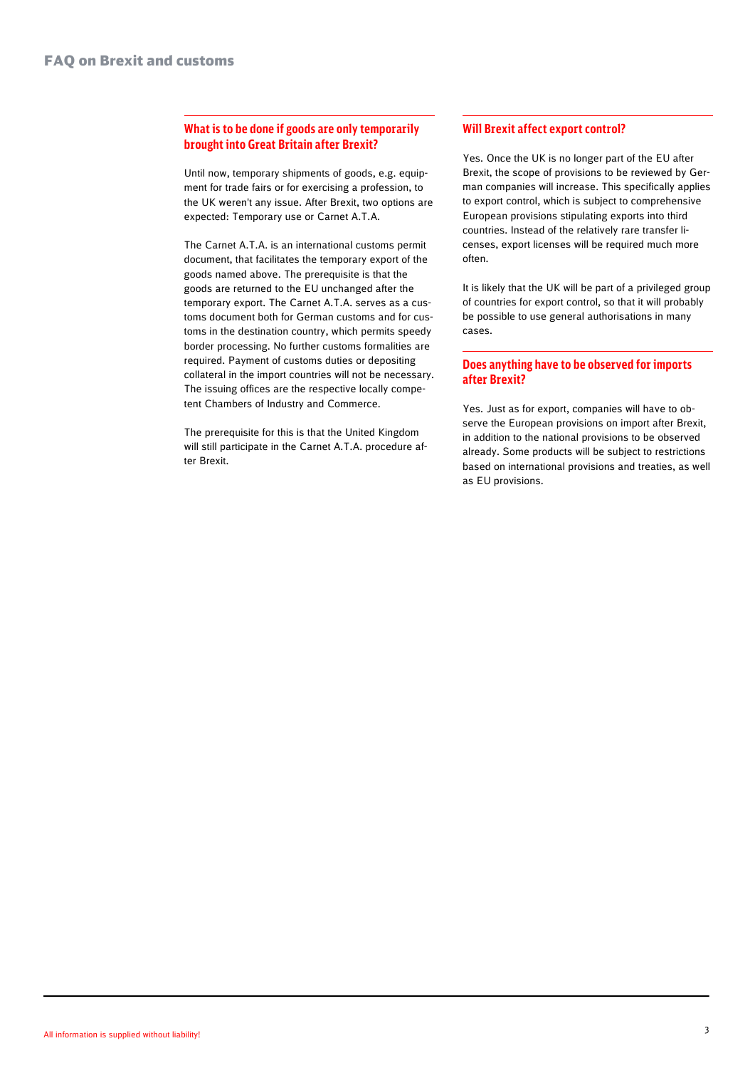## What is to be done if goods are only temporarily brought into Great Britain after Brexit?

Until now, temporary shipments of goods, e.g. equipment for trade fairs or for exercising a profession, to the UK weren't any issue. After Brexit, two options are expected: Temporary use or Carnet A.T.A.

The Carnet A.T.A. is an international customs permit document, that facilitates the temporary export of the goods named above. The prerequisite is that the goods are returned to the EU unchanged after the temporary export. The Carnet A.T.A. serves as a customs document both for German customs and for customs in the destination country, which permits speedy border processing. No further customs formalities are required. Payment of customs duties or depositing collateral in the import countries will not be necessary. The issuing offices are the respective locally competent Chambers of Industry and Commerce.

The prerequisite for this is that the United Kingdom will still participate in the Carnet A.T.A. procedure after Brexit.

## Will Brexit affect export control?

Yes. Once the UK is no longer part of the EU after Brexit, the scope of provisions to be reviewed by German companies will increase. This specifically applies to export control, which is subject to comprehensive European provisions stipulating exports into third countries. Instead of the relatively rare transfer licenses, export licenses will be required much more often.

It is likely that the UK will be part of a privileged group of countries for export control, so that it will probably be possible to use general authorisations in many cases.

## Does anything have to be observed for imports after Brexit?

Yes. Just as for export, companies will have to observe the European provisions on import after Brexit, in addition to the national provisions to be observed already. Some products will be subject to restrictions based on international provisions and treaties, as well as EU provisions.

All information is supplied without liability!